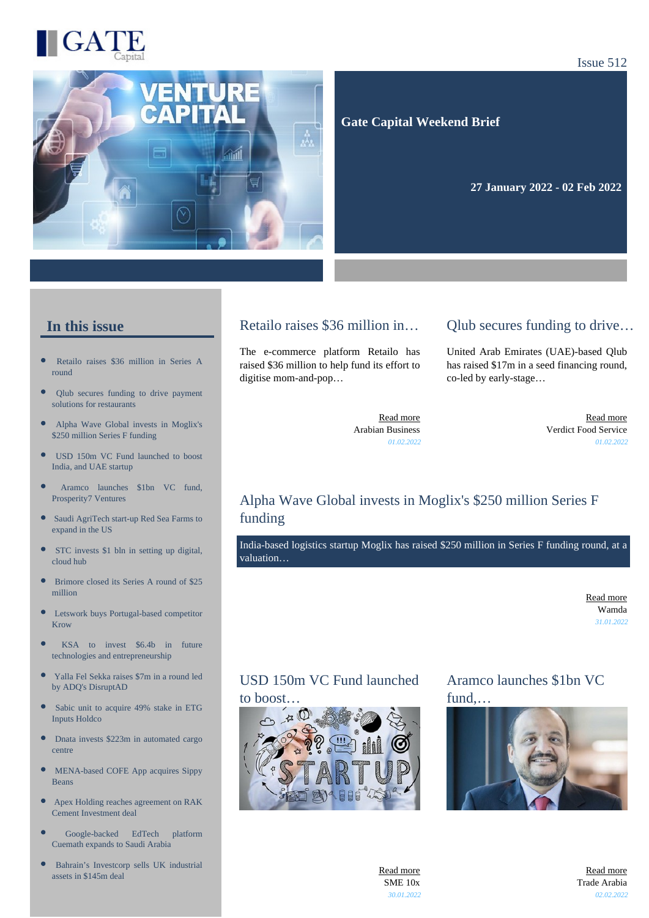GATE Capital

Issue 512

**Gate Capital Weekend Brief**

**27 January 2022 - 02 Feb 2022**

## In this issue

- Retailo raises $36 million in Series A round
- Qlub secures funding to drive payment solutions for restaurants
- Alpha Wave Global invests in Moglix's $250 million Series F funding
- USD 150m VC Fund launched to boost India, and UAE startup
- Aramco launches $1bn VC fund, Prosperity7 Ventures
- Saudi AgriTech start-up Red Sea Farms to expand in the US
- STC invests $1 bln in setting up digital, cloud hub
- Brimore closed its Series A round of $25 million
- Letswork buys Portugal-based competitor Krow
- KSA to invest $6.4b in future technologies and entrepreneurship
- Yalla Fel Sekka raises $7m in a round led by ADQ's DisruptAD
- Sabic unit to acquire 49% stake in ETG Inputs Holdco
- Dnata invests $223m in automated cargo centre
- MENA-based COFE App acquires Sippy Beans
- Apex Holding reaches agreement on RAK Cement Investment deal
- Google-backed EdTech platform Cuemath expands to Saudi Arabia
- Bahrain's Investcorp sells UK industrial assets in $145m deal

## Retailo raises $36 million in…

The e-commerce platform Retailo has raised $36 million to help fund its effort to digitise mom-and-pop…

Read more
Arabian Business
*01.02.2022*

## Qlub secures funding to drive…

United Arab Emirates (UAE)-based Qlub has raised $17m in a seed financing round, co-led by early-stage…

Read more
Verdict Food Service
*01.02.2022*

## Alpha Wave Global invests in Moglix's $250 million Series F funding

India-based logistics startup Moglix has raised $250 million in Series F funding round, at a valuation…

Read more
Wamda
*31.01.2022*

## USD 150m VC Fund launched to boost…

Read more
SME 10x
*30.01.2022*

## Aramco launches $1bn VC fund,…

Read more
Trade Arabia
*02.02.2022*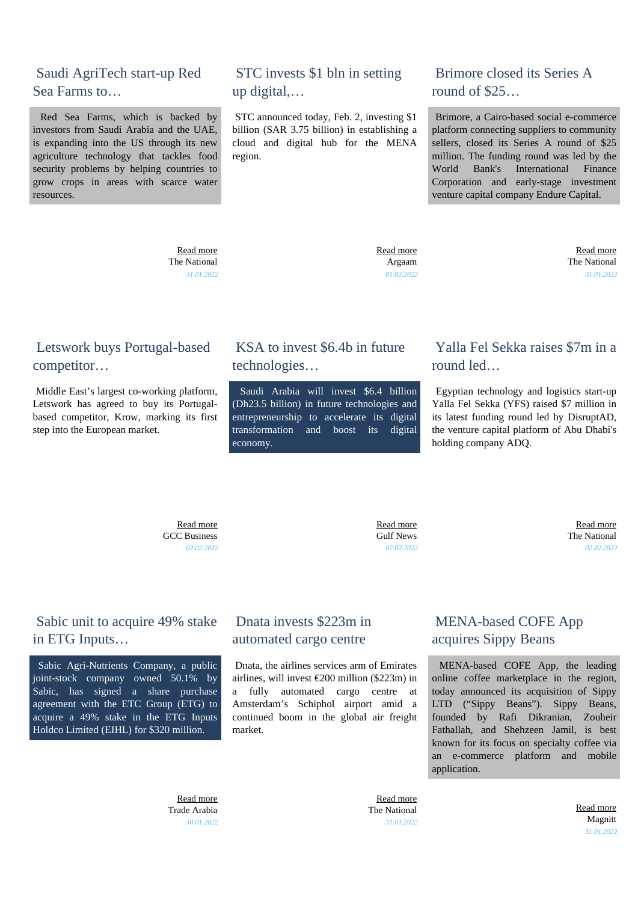## Saudi AgriTech start-up Red Sea Farms to…

Red Sea Farms, which is backed by investors from Saudi Arabia and the UAE, is expanding into the US through its new agriculture technology that tackles food security problems by helping countries to grow crops in areas with scarce water resources.

Read more
The National
31.01.2022

## STC invests $1 bln in setting up digital,…

STC announced today, Feb. 2, investing $1 billion (SAR 3.75 billion) in establishing a cloud and digital hub for the MENA region.

Read more
Argaam
01.02.2022

## Brimore closed its Series A round of $25…

Brimore, a Cairo-based social e-commerce platform connecting suppliers to community sellers, closed its Series A round of $25 million. The funding round was led by the World Bank's International Finance Corporation and early-stage investment venture capital company Endure Capital.

Read more
The National
31.01.2022

## Letswork buys Portugal-based competitor…

Middle East's largest co-working platform, Letswork has agreed to buy its Portugal-based competitor, Krow, marking its first step into the European market.

Read more
GCC Business
02.02.2022

## KSA to invest $6.4b in future technologies…

Saudi Arabia will invest $6.4 billion (Dh23.5 billion) in future technologies and entrepreneurship to accelerate its digital transformation and boost its digital economy.

Read more
Gulf News
02.02.2022

## Yalla Fel Sekka raises $7m in a round led…

Egyptian technology and logistics start-up Yalla Fel Sekka (YFS) raised $7 million in its latest funding round led by DisruptAD, the venture capital platform of Abu Dhabi's holding company ADQ.

Read more
The National
02.02.2022

## Sabic unit to acquire 49% stake in ETG Inputs…

Sabic Agri-Nutrients Company, a public joint-stock company owned 50.1% by Sabic, has signed a share purchase agreement with the ETC Group (ETG) to acquire a 49% stake in the ETG Inputs Holdco Limited (EIHL) for $320 million.

Read more
Trade Arabia
30.01.2022

## Dnata invests $223m in automated cargo centre

Dnata, the airlines services arm of Emirates airlines, will invest €200 million ($223m) in a fully automated cargo centre at Amsterdam's Schiphol airport amid a continued boom in the global air freight market.

Read more
The National
31.01.2022

## MENA-based COFE App acquires Sippy Beans

MENA-based COFE App, the leading online coffee marketplace in the region, today announced its acquisition of Sippy LTD ("Sippy Beans"). Sippy Beans, founded by Rafi Dikranian, Zouheir Fathallah, and Shehzeen Jamil, is best known for its focus on specialty coffee via an e-commerce platform and mobile application.

Read more
Magnitt
31.01.2022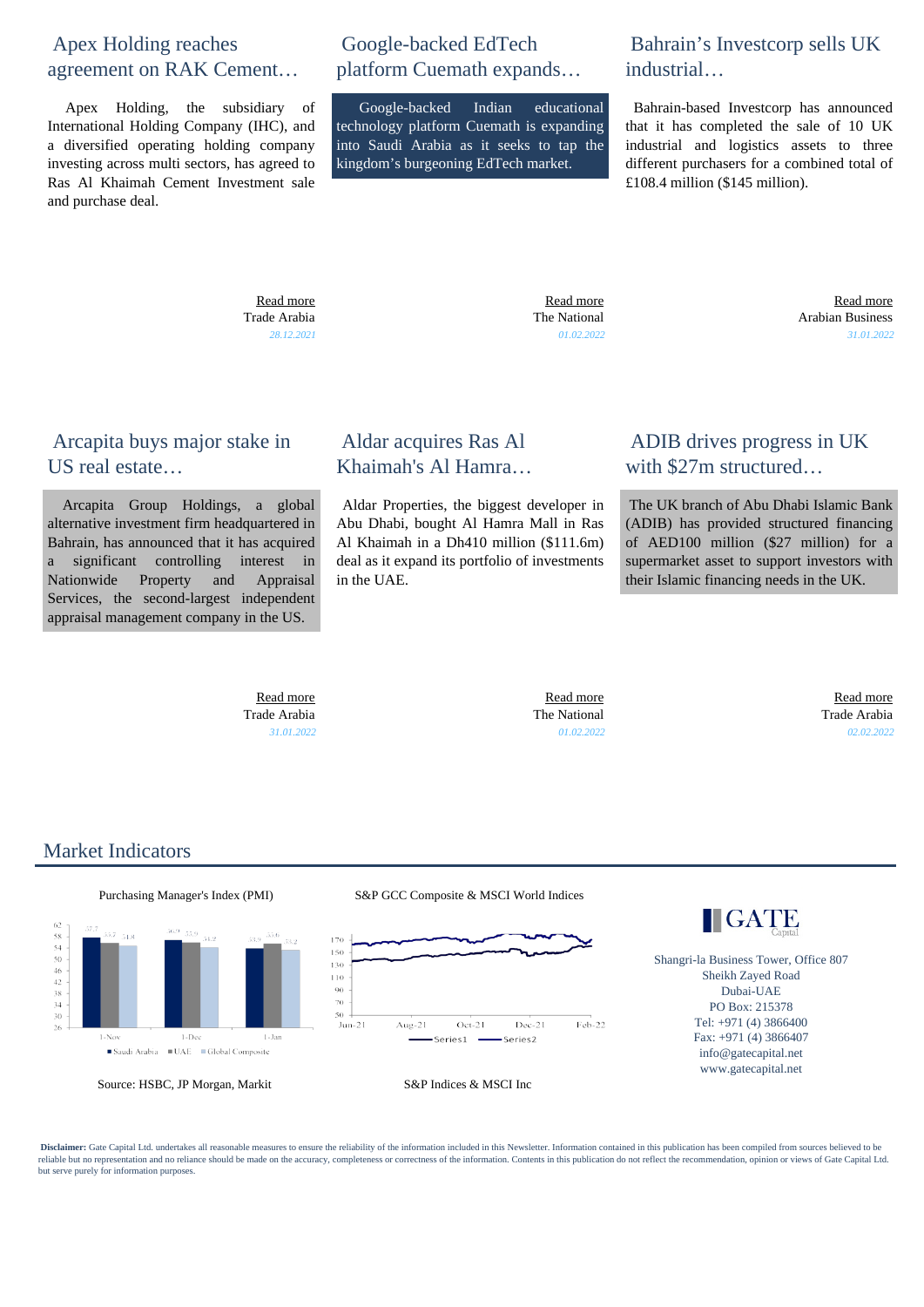## Apex Holding reaches agreement on RAK Cement…

Apex Holding, the subsidiary of International Holding Company (IHC), and a diversified operating holding company investing across multi sectors, has agreed to Ras Al Khaimah Cement Investment sale and purchase deal.

Read more
Trade Arabia
*28.12.2021*

## Google-backed EdTech platform Cuemath expands…

Google-backed Indian educational technology platform Cuemath is expanding into Saudi Arabia as it seeks to tap the kingdom's burgeoning EdTech market.

Read more
The National
*01.02.2022*

## Bahrain's Investcorp sells UK industrial…

Bahrain-based Investcorp has announced that it has completed the sale of 10 UK industrial and logistics assets to three different purchasers for a combined total of £108.4 million ($145 million).

Read more
Arabian Business
*31.01.2022*

## Arcapita buys major stake in US real estate…

Arcapita Group Holdings, a global alternative investment firm headquartered in Bahrain, has announced that it has acquired a significant controlling interest in Nationwide Property and Appraisal Services, the second-largest independent appraisal management company in the US.

Read more
Trade Arabia
*31.01.2022*

## Aldar acquires Ras Al Khaimah's Al Hamra…

Aldar Properties, the biggest developer in Abu Dhabi, bought Al Hamra Mall in Ras Al Khaimah in a Dh410 million ($111.6m) deal as it expand its portfolio of investments in the UAE.

Read more
The National
*01.02.2022*

## ADIB drives progress in UK with $27m structured…

The UK branch of Abu Dhabi Islamic Bank (ADIB) has provided structured financing of AED100 million ($27 million) for a supermarket asset to support investors with their Islamic financing needs in the UK.

Read more
Trade Arabia
*02.02.2022*

## Market Indicators

Purchasing Manager's Index (PMI)

62
58
54
50
46
42
38
34
30
26

57.7 55.7 54.8
56.9 55.9 54.2
53.9 55.6 53.2

1-Nov
1-Dec
1-Jan

Saudi Arabia
UAE
Global Composite

Source: HSBC, JP Morgan, Markit

S&P GCC Composite & MSCI World Indices

170
150
130
110
90
70
50

Jun-21
Aug-21
Oct-21
Dec-21
Feb-22

Series1
Series2

S&P Indices & MSCI Inc

GATE Capital

Shangri-la Business Tower, Office 807
Sheikh Zayed Road
Dubai-UAE
PO Box: 215378
Tel: +971 (4) 3866400
Fax: +971 (4) 3866407
info@gatecapital.net
www.gatecapital.net

**Disclaimer:** Gate Capital Ltd. undertakes all reasonable measures to ensure the reliability of the information included in this Newsletter. Information contained in this publication has been compiled from sources believed to be reliable but no representation and no reliance should be made on the accuracy, completeness or correctness of the information. Contents in this publication do not reflect the recommendation, opinion or views of Gate Capital Ltd. but serve purely for information purposes.